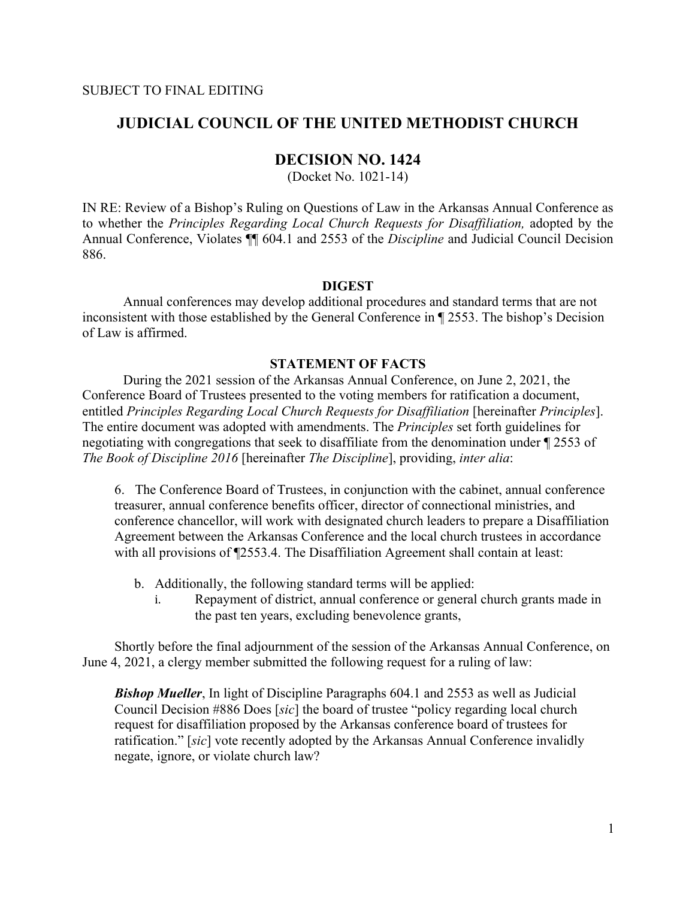SUBJECT TO FINAL EDITING

# JUDICIAL COUNCIL OF THE UNITED METHODIST CHURCH

## DECISION NO. 1424

(Docket No. 1021-14)

IN RE: Review of a Bishop's Ruling on Questions of Law in the Arkansas Annual Conference as to whether the *Principles Regarding Local Church Requests for Disaffiliation,* adopted by the Annual Conference, Violates ¶¶ 604.1 and 2553 of the *Discipline* and Judicial Council Decision 886.

### DIGEST

Annual conferences may develop additional procedures and standard terms that are not inconsistent with those established by the General Conference in ¶ 2553. The bishop's Decision of Law is affirmed.

### STATEMENT OF FACTS

During the 2021 session of the Arkansas Annual Conference, on June 2, 2021, the Conference Board of Trustees presented to the voting members for ratification a document, entitled *Principles Regarding Local Church Requests for Disaffiliation* [hereinafter *Principles*]. The entire document was adopted with amendments. The *Principles* set forth guidelines for negotiating with congregations that seek to disaffiliate from the denomination under ¶ 2553 of *The Book of Discipline 2016* [hereinafter *The Discipline*], providing, *inter alia*:

> 6. The Conference Board of Trustees, in conjunction with the cabinet, annual conference treasurer, annual conference benefits officer, director of connectional ministries, and conference chancellor, will work with designated church leaders to prepare a Disaffiliation Agreement between the Arkansas Conference and the local church trustees in accordance with all provisions of ¶2553.4. The Disaffiliation Agreement shall contain at least:
>
> b. Additionally, the following standard terms will be applied:
>
> i. Repayment of district, annual conference or general church grants made in the past ten years, excluding benevolence grants,

Shortly before the final adjournment of the session of the Arkansas Annual Conference, on June 4, 2021, a clergy member submitted the following request for a ruling of law:

> ***Bishop Mueller***, In light of Discipline Paragraphs 604.1 and 2553 as well as Judicial Council Decision #886 Does [*sic*] the board of trustee "policy regarding local church request for disaffiliation proposed by the Arkansas conference board of trustees for ratification." [*sic*] vote recently adopted by the Arkansas Annual Conference invalidly negate, ignore, or violate church law?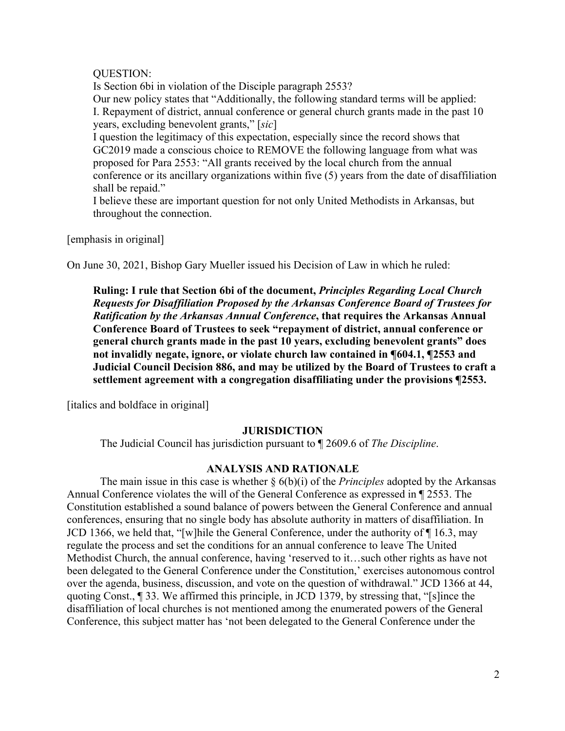QUESTION:
Is Section 6bi in violation of the Disciple paragraph 2553?
Our new policy states that "Additionally, the following standard terms will be applied:
I. Repayment of district, annual conference or general church grants made in the past 10 years, excluding benevolent grants," [*sic*]
I question the legitimacy of this expectation, especially since the record shows that GC2019 made a conscious choice to REMOVE the following language from what was proposed for Para 2553: "All grants received by the local church from the annual conference or its ancillary organizations within five (5) years from the date of disaffiliation shall be repaid."
I believe these are important question for not only United Methodists in Arkansas, but throughout the connection.

[emphasis in original]

On June 30, 2021, Bishop Gary Mueller issued his Decision of Law in which he ruled:

> **Ruling: I rule that Section 6bi of the document, *Principles Regarding Local Church Requests for Disaffiliation Proposed by the Arkansas Conference Board of Trustees for Ratification by the Arkansas Annual Conference*, that requires the Arkansas Annual Conference Board of Trustees to seek "repayment of district, annual conference or general church grants made in the past 10 years, excluding benevolent grants" does not invalidly negate, ignore, or violate church law contained in ¶604.1, ¶2553 and Judicial Council Decision 886, and may be utilized by the Board of Trustees to craft a settlement agreement with a congregation disaffiliating under the provisions ¶2553.**

[italics and boldface in original]

## JURISDICTION

The Judicial Council has jurisdiction pursuant to ¶ 2609.6 of *The Discipline*.

## ANALYSIS AND RATIONALE

The main issue in this case is whether § 6(b)(i) of the *Principles* adopted by the Arkansas Annual Conference violates the will of the General Conference as expressed in ¶ 2553. The Constitution established a sound balance of powers between the General Conference and annual conferences, ensuring that no single body has absolute authority in matters of disaffiliation. In JCD 1366, we held that, "[w]hile the General Conference, under the authority of ¶ 16.3, may regulate the process and set the conditions for an annual conference to leave The United Methodist Church, the annual conference, having 'reserved to it…such other rights as have not been delegated to the General Conference under the Constitution,' exercises autonomous control over the agenda, business, discussion, and vote on the question of withdrawal." JCD 1366 at 44, quoting Const., ¶ 33. We affirmed this principle, in JCD 1379, by stressing that, "[s]ince the disaffiliation of local churches is not mentioned among the enumerated powers of the General Conference, this subject matter has 'not been delegated to the General Conference under the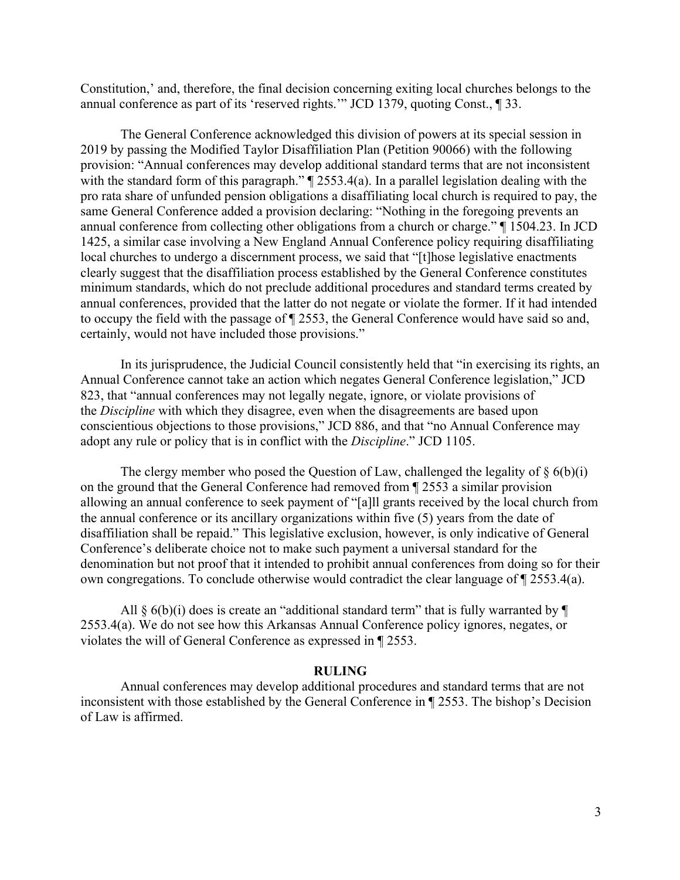Constitution,' and, therefore, the final decision concerning exiting local churches belongs to the annual conference as part of its 'reserved rights.'" JCD 1379, quoting Const., ¶ 33.

The General Conference acknowledged this division of powers at its special session in 2019 by passing the Modified Taylor Disaffiliation Plan (Petition 90066) with the following provision: "Annual conferences may develop additional standard terms that are not inconsistent with the standard form of this paragraph." ¶ 2553.4(a). In a parallel legislation dealing with the pro rata share of unfunded pension obligations a disaffiliating local church is required to pay, the same General Conference added a provision declaring: "Nothing in the foregoing prevents an annual conference from collecting other obligations from a church or charge." ¶ 1504.23. In JCD 1425, a similar case involving a New England Annual Conference policy requiring disaffiliating local churches to undergo a discernment process, we said that "[t]hose legislative enactments clearly suggest that the disaffiliation process established by the General Conference constitutes minimum standards, which do not preclude additional procedures and standard terms created by annual conferences, provided that the latter do not negate or violate the former. If it had intended to occupy the field with the passage of ¶ 2553, the General Conference would have said so and, certainly, would not have included those provisions."

In its jurisprudence, the Judicial Council consistently held that "in exercising its rights, an Annual Conference cannot take an action which negates General Conference legislation," JCD 823, that "annual conferences may not legally negate, ignore, or violate provisions of the *Discipline* with which they disagree, even when the disagreements are based upon conscientious objections to those provisions," JCD 886, and that "no Annual Conference may adopt any rule or policy that is in conflict with the *Discipline*." JCD 1105.

The clergy member who posed the Question of Law, challenged the legality of § 6(b)(i) on the ground that the General Conference had removed from ¶ 2553 a similar provision allowing an annual conference to seek payment of "[a]ll grants received by the local church from the annual conference or its ancillary organizations within five (5) years from the date of disaffiliation shall be repaid." This legislative exclusion, however, is only indicative of General Conference's deliberate choice not to make such payment a universal standard for the denomination but not proof that it intended to prohibit annual conferences from doing so for their own congregations. To conclude otherwise would contradict the clear language of ¶ 2553.4(a).

All § 6(b)(i) does is create an "additional standard term" that is fully warranted by ¶ 2553.4(a). We do not see how this Arkansas Annual Conference policy ignores, negates, or violates the will of General Conference as expressed in ¶ 2553.

## RULING

Annual conferences may develop additional procedures and standard terms that are not inconsistent with those established by the General Conference in ¶ 2553. The bishop's Decision of Law is affirmed.